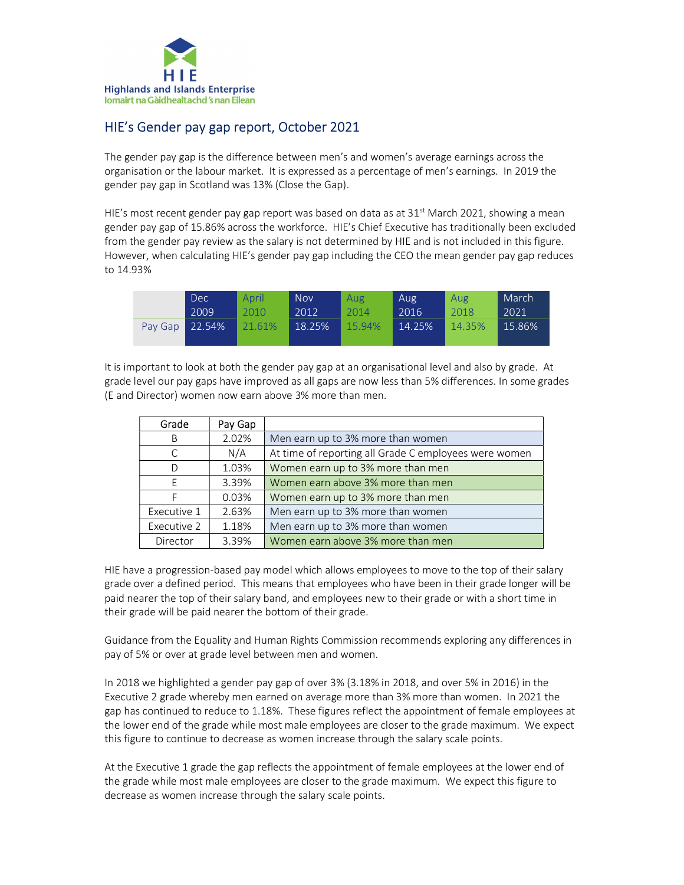Highlands and Islands Enterprise
Iomairt na Gàidhealtachd 's nan Eilean

# HIE's Gender pay gap report, October 2021

The gender pay gap is the difference between men's and women's average earnings across the organisation or the labour market. It is expressed as a percentage of men's earnings. In 2019 the gender pay gap in Scotland was 13% (Close the Gap).

HIE's most recent gender pay gap report was based on data as at 31st March 2021, showing a mean gender pay gap of 15.86% across the workforce. HIE's Chief Executive has traditionally been excluded from the gender pay review as the salary is not determined by HIE and is not included in this figure. However, when calculating HIE's gender pay gap including the CEO the mean gender pay gap reduces to 14.93%

| | Dec 2009 | April 2010 | Nov 2012 | Aug 2014 | Aug 2016 | Aug 2018 | March 2021 |
|---|---|---|---|---|---|---|---|
| Pay Gap | 22.54% | 21.61% | 18.25% | 15.94% | 14.25% | 14.35% | 15.86% |

It is important to look at both the gender pay gap at an organisational level and also by grade. At grade level our pay gaps have improved as all gaps are now less than 5% differences. In some grades (E and Director) women now earn above 3% more than men.

| Grade | Pay Gap | |
|---|---|---|
| B | 2.02% | Men earn up to 3% more than women |
| C | N/A | At time of reporting all Grade C employees were women |
| D | 1.03% | Women earn up to 3% more than men |
| E | 3.39% | Women earn above 3% more than men |
| F | 0.03% | Women earn up to 3% more than men |
| Executive 1 | 2.63% | Men earn up to 3% more than women |
| Executive 2 | 1.18% | Men earn up to 3% more than women |
| Director | 3.39% | Women earn above 3% more than men |

HIE have a progression-based pay model which allows employees to move to the top of their salary grade over a defined period. This means that employees who have been in their grade longer will be paid nearer the top of their salary band, and employees new to their grade or with a short time in their grade will be paid nearer the bottom of their grade.

Guidance from the Equality and Human Rights Commission recommends exploring any differences in pay of 5% or over at grade level between men and women.

In 2018 we highlighted a gender pay gap of over 3% (3.18% in 2018, and over 5% in 2016) in the Executive 2 grade whereby men earned on average more than 3% more than women. In 2021 the gap has continued to reduce to 1.18%. These figures reflect the appointment of female employees at the lower end of the grade while most male employees are closer to the grade maximum. We expect this figure to continue to decrease as women increase through the salary scale points.

At the Executive 1 grade the gap reflects the appointment of female employees at the lower end of the grade while most male employees are closer to the grade maximum. We expect this figure to decrease as women increase through the salary scale points.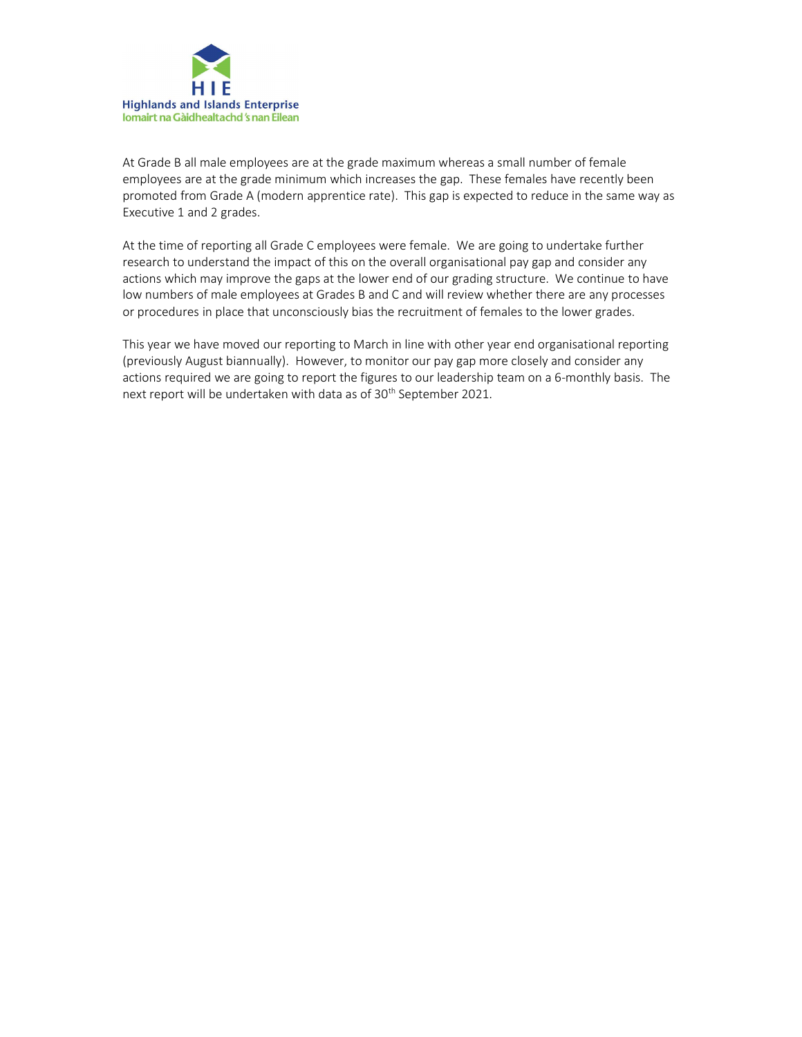At Grade B all male employees are at the grade maximum whereas a small number of female employees are at the grade minimum which increases the gap. These females have recently been promoted from Grade A (modern apprentice rate). This gap is expected to reduce in the same way as Executive 1 and 2 grades.

At the time of reporting all Grade C employees were female. We are going to undertake further research to understand the impact of this on the overall organisational pay gap and consider any actions which may improve the gaps at the lower end of our grading structure. We continue to have low numbers of male employees at Grades B and C and will review whether there are any processes or procedures in place that unconsciously bias the recruitment of females to the lower grades.

This year we have moved our reporting to March in line with other year end organisational reporting (previously August biannually). However, to monitor our pay gap more closely and consider any actions required we are going to report the figures to our leadership team on a 6-monthly basis. The next report will be undertaken with data as of 30th September 2021.